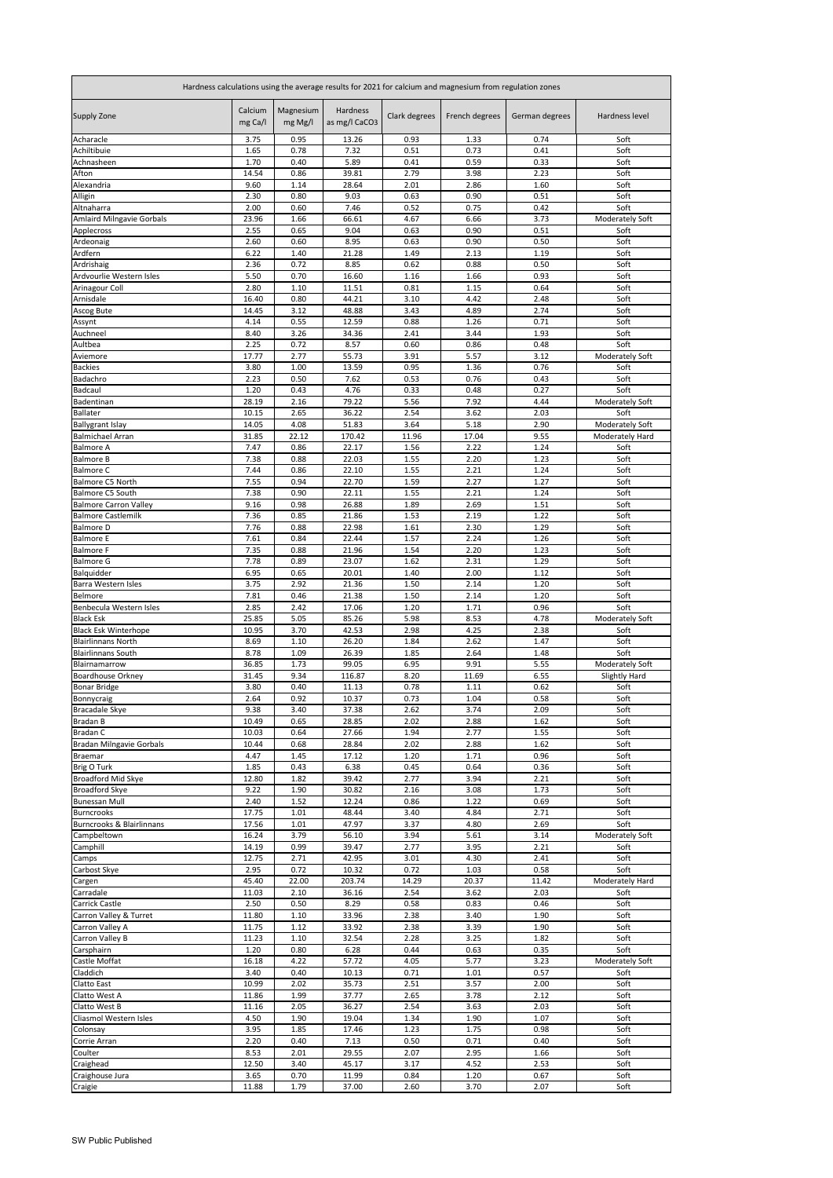| Hardness calculations using the average results for 2021 for calcium and magnesium from regulation zones | | | | | | | |
|---|---|---|---|---|---|---|---|
| Supply Zone | Calcium mg Ca/l | Magnesium mg Mg/l | Hardness as mg/l $CaCO_3$ | Clark degrees | French degrees | German degrees | Hardness level |
| Acharacle | 3.75 | 0.95 | 13.26 | 0.93 | 1.33 | 0.74 | Soft |
| Achiltibuie | 1.65 | 0.78 | 7.32 | 0.51 | 0.73 | 0.41 | Soft |
| Achnasheen | 1.70 | 0.40 | 5.89 | 0.41 | 0.59 | 0.33 | Soft |
| Afton | 14.54 | 0.86 | 39.81 | 2.79 | 3.98 | 2.23 | Soft |
| Alexandria | 9.60 | 1.14 | 28.64 | 2.01 | 2.86 | 1.60 | Soft |
| Alligin | 2.30 | 0.80 | 9.03 | 0.63 | 0.90 | 0.51 | Soft |
| Altnaharra | 2.00 | 0.60 | 7.46 | 0.52 | 0.75 | 0.42 | Soft |
| Amlaird Milngavie Gorbals | 23.96 | 1.66 | 66.61 | 4.67 | 6.66 | 3.73 | Moderately Soft |
| Applecross | 2.55 | 0.65 | 9.04 | 0.63 | 0.90 | 0.51 | Soft |
| Ardeonaig | 2.60 | 0.60 | 8.95 | 0.63 | 0.90 | 0.50 | Soft |
| Ardfern | 6.22 | 1.40 | 21.28 | 1.49 | 2.13 | 1.19 | Soft |
| Ardrishaig | 2.36 | 0.72 | 8.85 | 0.62 | 0.88 | 0.50 | Soft |
| Ardvourlie Western Isles | 5.50 | 0.70 | 16.60 | 1.16 | 1.66 | 0.93 | Soft |
| Arinagour Coll | 2.80 | 1.10 | 11.51 | 0.81 | 1.15 | 0.64 | Soft |
| Arnisdale | 16.40 | 0.80 | 44.21 | 3.10 | 4.42 | 2.48 | Soft |
| Ascog Bute | 14.45 | 3.12 | 48.88 | 3.43 | 4.89 | 2.74 | Soft |
| Assynt | 4.14 | 0.55 | 12.59 | 0.88 | 1.26 | 0.71 | Soft |
| Auchneel | 8.40 | 3.26 | 34.36 | 2.41 | 3.44 | 1.93 | Soft |
| Aultbea | 2.25 | 0.72 | 8.57 | 0.60 | 0.86 | 0.48 | Soft |
| Aviemore | 17.77 | 2.77 | 55.73 | 3.91 | 5.57 | 3.12 | Moderately Soft |
| Backies | 3.80 | 1.00 | 13.59 | 0.95 | 1.36 | 0.76 | Soft |
| Badachro | 2.23 | 0.50 | 7.62 | 0.53 | 0.76 | 0.43 | Soft |
| Badcaul | 1.20 | 0.43 | 4.76 | 0.33 | 0.48 | 0.27 | Soft |
| Badentinan | 28.19 | 2.16 | 79.22 | 5.56 | 7.92 | 4.44 | Moderately Soft |
| Ballater | 10.15 | 2.65 | 36.22 | 2.54 | 3.62 | 2.03 | Soft |
| Ballygrant Islay | 14.05 | 4.08 | 51.83 | 3.64 | 5.18 | 2.90 | Moderately Soft |
| Balmichael Arran | 31.85 | 22.12 | 170.42 | 11.96 | 17.04 | 9.55 | Moderately Hard |
| Balmore A | 7.47 | 0.86 | 22.17 | 1.56 | 2.22 | 1.24 | Soft |
| Balmore B | 7.38 | 0.88 | 22.03 | 1.55 | 2.20 | 1.23 | Soft |
| Balmore C | 7.44 | 0.86 | 22.10 | 1.55 | 2.21 | 1.24 | Soft |
| Balmore C5 North | 7.55 | 0.94 | 22.70 | 1.59 | 2.27 | 1.27 | Soft |
| Balmore C5 South | 7.38 | 0.90 | 22.11 | 1.55 | 2.21 | 1.24 | Soft |
| Balmore Carron Valley | 9.16 | 0.98 | 26.88 | 1.89 | 2.69 | 1.51 | Soft |
| Balmore Castlemilk | 7.36 | 0.85 | 21.86 | 1.53 | 2.19 | 1.22 | Soft |
| Balmore D | 7.76 | 0.88 | 22.98 | 1.61 | 2.30 | 1.29 | Soft |
| Balmore E | 7.61 | 0.84 | 22.44 | 1.57 | 2.24 | 1.26 | Soft |
| Balmore F | 7.35 | 0.88 | 21.96 | 1.54 | 2.20 | 1.23 | Soft |
| Balmore G | 7.78 | 0.89 | 23.07 | 1.62 | 2.31 | 1.29 | Soft |
| Balquidder | 6.95 | 0.65 | 20.01 | 1.40 | 2.00 | 1.12 | Soft |
| Barra Western Isles | 3.75 | 2.92 | 21.36 | 1.50 | 2.14 | 1.20 | Soft |
| Belmore | 7.81 | 0.46 | 21.38 | 1.50 | 2.14 | 1.20 | Soft |
| Benbecula Western Isles | 2.85 | 2.42 | 17.06 | 1.20 | 1.71 | 0.96 | Soft |
| Black Esk | 25.85 | 5.05 | 85.26 | 5.98 | 8.53 | 4.78 | Moderately Soft |
| Black Esk Winterhope | 10.95 | 3.70 | 42.53 | 2.98 | 4.25 | 2.38 | Soft |
| Blairlinnans North | 8.69 | 1.10 | 26.20 | 1.84 | 2.62 | 1.47 | Soft |
| Blairlinnans South | 8.78 | 1.09 | 26.39 | 1.85 | 2.64 | 1.48 | Soft |
| Blairnamarrow | 36.85 | 1.73 | 99.05 | 6.95 | 9.91 | 5.55 | Moderately Soft |
| Boardhouse Orkney | 31.45 | 9.34 | 116.87 | 8.20 | 11.69 | 6.55 | Slightly Hard |
| Bonar Bridge | 3.80 | 0.40 | 11.13 | 0.78 | 1.11 | 0.62 | Soft |
| Bonnycraig | 2.64 | 0.92 | 10.37 | 0.73 | 1.04 | 0.58 | Soft |
| Bracadale Skye | 9.38 | 3.40 | 37.38 | 2.62 | 3.74 | 2.09 | Soft |
| Bradan B | 10.49 | 0.65 | 28.85 | 2.02 | 2.88 | 1.62 | Soft |
| Bradan C | 10.03 | 0.64 | 27.66 | 1.94 | 2.77 | 1.55 | Soft |
| Bradan Milngavie Gorbals | 10.44 | 0.68 | 28.84 | 2.02 | 2.88 | 1.62 | Soft |
| Braemar | 4.47 | 1.45 | 17.12 | 1.20 | 1.71 | 0.96 | Soft |
| Brig O Turk | 1.85 | 0.43 | 6.38 | 0.45 | 0.64 | 0.36 | Soft |
| Broadford Mid Skye | 12.80 | 1.82 | 39.42 | 2.77 | 3.94 | 2.21 | Soft |
| Broadford Skye | 9.22 | 1.90 | 30.82 | 2.16 | 3.08 | 1.73 | Soft |
| Bunessan Mull | 2.40 | 1.52 | 12.24 | 0.86 | 1.22 | 0.69 | Soft |
| Burncrooks | 17.75 | 1.01 | 48.44 | 3.40 | 4.84 | 2.71 | Soft |
| Burncrooks & Blairlinnans | 17.56 | 1.01 | 47.97 | 3.37 | 4.80 | 2.69 | Soft |
| Campbeltown | 16.24 | 3.79 | 56.10 | 3.94 | 5.61 | 3.14 | Moderately Soft |
| Camphill | 14.19 | 0.99 | 39.47 | 2.77 | 3.95 | 2.21 | Soft |
| Camps | 12.75 | 2.71 | 42.95 | 3.01 | 4.30 | 2.41 | Soft |
| Carbost Skye | 2.95 | 0.72 | 10.32 | 0.72 | 1.03 | 0.58 | Soft |
| Cargen | 45.40 | 22.00 | 203.74 | 14.29 | 20.37 | 11.42 | Moderately Hard |
| Carradale | 11.03 | 2.10 | 36.16 | 2.54 | 3.62 | 2.03 | Soft |
| Carrick Castle | 2.50 | 0.50 | 8.29 | 0.58 | 0.83 | 0.46 | Soft |
| Carron Valley & Turret | 11.80 | 1.10 | 33.96 | 2.38 | 3.40 | 1.90 | Soft |
| Carron Valley A | 11.75 | 1.12 | 33.92 | 2.38 | 3.39 | 1.90 | Soft |
| Carron Valley B | 11.23 | 1.10 | 32.54 | 2.28 | 3.25 | 1.82 | Soft |
| Carsphairn | 1.20 | 0.80 | 6.28 | 0.44 | 0.63 | 0.35 | Soft |
| Castle Moffat | 16.18 | 4.22 | 57.72 | 4.05 | 5.77 | 3.23 | Moderately Soft |
| Claddich | 3.40 | 0.40 | 10.13 | 0.71 | 1.01 | 0.57 | Soft |
| Clatto East | 10.99 | 2.02 | 35.73 | 2.51 | 3.57 | 2.00 | Soft |
| Clatto West A | 11.86 | 1.99 | 37.77 | 2.65 | 3.78 | 2.12 | Soft |
| Clatto West B | 11.16 | 2.05 | 36.27 | 2.54 | 3.63 | 2.03 | Soft |
| Cliasmol Western Isles | 4.50 | 1.90 | 19.04 | 1.34 | 1.90 | 1.07 | Soft |
| Colonsay | 3.95 | 1.85 | 17.46 | 1.23 | 1.75 | 0.98 | Soft |
| Corrie Arran | 2.20 | 0.40 | 7.13 | 0.50 | 0.71 | 0.40 | Soft |
| Coulter | 8.53 | 2.01 | 29.55 | 2.07 | 2.95 | 1.66 | Soft |
| Craighead | 12.50 | 3.40 | 45.17 | 3.17 | 4.52 | 2.53 | Soft |
| Craighouse Jura | 3.65 | 0.70 | 11.99 | 0.84 | 1.20 | 0.67 | Soft |
| Craigie | 11.88 | 1.79 | 37.00 | 2.60 | 3.70 | 2.07 | Soft |

SW Public Published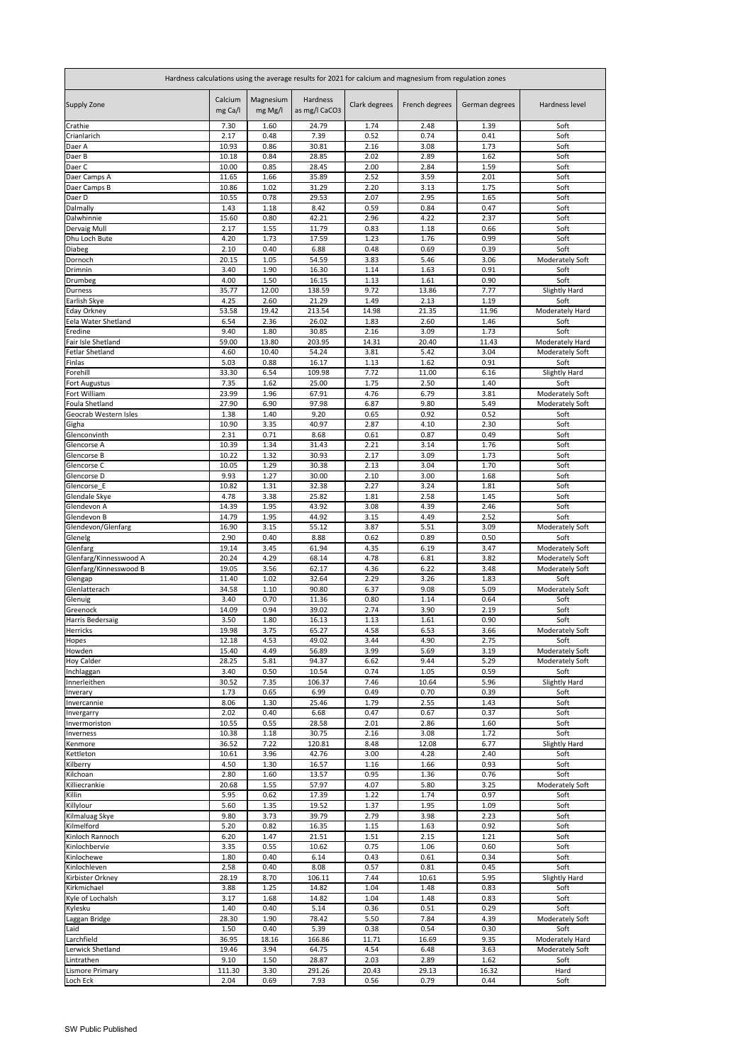| Hardness calculations using the average results for 2021 for calcium and magnesium from regulation zones | | | | | | | |
|---|---|---|---|---|---|---|---|
| Supply Zone | Calcium mg Ca/l | Magnesium mg Mg/l | Hardness as mg/l $CaCO_3$ | Clark degrees | French degrees | German degrees | Hardness level |
| Crathie | 7.30 | 1.60 | 24.79 | 1.74 | 2.48 | 1.39 | Soft |
| Crianlarich | 2.17 | 0.48 | 7.39 | 0.52 | 0.74 | 0.41 | Soft |
| Daer A | 10.93 | 0.86 | 30.81 | 2.16 | 3.08 | 1.73 | Soft |
| Daer B | 10.18 | 0.84 | 28.85 | 2.02 | 2.89 | 1.62 | Soft |
| Daer C | 10.00 | 0.85 | 28.45 | 2.00 | 2.84 | 1.59 | Soft |
| Daer Camps A | 11.65 | 1.66 | 35.89 | 2.52 | 3.59 | 2.01 | Soft |
| Daer Camps B | 10.86 | 1.02 | 31.29 | 2.20 | 3.13 | 1.75 | Soft |
| Daer D | 10.55 | 0.78 | 29.53 | 2.07 | 2.95 | 1.65 | Soft |
| Dalmally | 1.43 | 1.18 | 8.42 | 0.59 | 0.84 | 0.47 | Soft |
| Dalwhinnie | 15.60 | 0.80 | 42.21 | 2.96 | 4.22 | 2.37 | Soft |
| Dervaig Mull | 2.17 | 1.55 | 11.79 | 0.83 | 1.18 | 0.66 | Soft |
| Dhu Loch Bute | 4.20 | 1.73 | 17.59 | 1.23 | 1.76 | 0.99 | Soft |
| Diabeg | 2.10 | 0.40 | 6.88 | 0.48 | 0.69 | 0.39 | Soft |
| Dornoch | 20.15 | 1.05 | 54.59 | 3.83 | 5.46 | 3.06 | Moderately Soft |
| Drimnin | 3.40 | 1.90 | 16.30 | 1.14 | 1.63 | 0.91 | Soft |
| Drumbeg | 4.00 | 1.50 | 16.15 | 1.13 | 1.61 | 0.90 | Soft |
| Durness | 35.77 | 12.00 | 138.59 | 9.72 | 13.86 | 7.77 | Slightly Hard |
| Earlish Skye | 4.25 | 2.60 | 21.29 | 1.49 | 2.13 | 1.19 | Soft |
| Eday Orkney | 53.58 | 19.42 | 213.54 | 14.98 | 21.35 | 11.96 | Moderately Hard |
| Eela Water Shetland | 6.54 | 2.36 | 26.02 | 1.83 | 2.60 | 1.46 | Soft |
| Eredine | 9.40 | 1.80 | 30.85 | 2.16 | 3.09 | 1.73 | Soft |
| Fair Isle Shetland | 59.00 | 13.80 | 203.95 | 14.31 | 20.40 | 11.43 | Moderately Hard |
| Fetlar Shetland | 4.60 | 10.40 | 54.24 | 3.81 | 5.42 | 3.04 | Moderately Soft |
| Finlas | 5.03 | 0.88 | 16.17 | 1.13 | 1.62 | 0.91 | Soft |
| Forehill | 33.30 | 6.54 | 109.98 | 7.72 | 11.00 | 6.16 | Slightly Hard |
| Fort Augustus | 7.35 | 1.62 | 25.00 | 1.75 | 2.50 | 1.40 | Soft |
| Fort William | 23.99 | 1.96 | 67.91 | 4.76 | 6.79 | 3.81 | Moderately Soft |
| Foula Shetland | 27.90 | 6.90 | 97.98 | 6.87 | 9.80 | 5.49 | Moderately Soft |
| Geocrab Western Isles | 1.38 | 1.40 | 9.20 | 0.65 | 0.92 | 0.52 | Soft |
| Gigha | 10.90 | 3.35 | 40.97 | 2.87 | 4.10 | 2.30 | Soft |
| Glenconvinth | 2.31 | 0.71 | 8.68 | 0.61 | 0.87 | 0.49 | Soft |
| Glencorse A | 10.39 | 1.34 | 31.43 | 2.21 | 3.14 | 1.76 | Soft |
| Glencorse B | 10.22 | 1.32 | 30.93 | 2.17 | 3.09 | 1.73 | Soft |
| Glencorse C | 10.05 | 1.29 | 30.38 | 2.13 | 3.04 | 1.70 | Soft |
| Glencorse D | 9.93 | 1.27 | 30.00 | 2.10 | 3.00 | 1.68 | Soft |
| Glencorse_E | 10.82 | 1.31 | 32.38 | 2.27 | 3.24 | 1.81 | Soft |
| Glendale Skye | 4.78 | 3.38 | 25.82 | 1.81 | 2.58 | 1.45 | Soft |
| Glendevon A | 14.39 | 1.95 | 43.92 | 3.08 | 4.39 | 2.46 | Soft |
| Glendevon B | 14.79 | 1.95 | 44.92 | 3.15 | 4.49 | 2.52 | Soft |
| Glendevon/Glenfarg | 16.90 | 3.15 | 55.12 | 3.87 | 5.51 | 3.09 | Moderately Soft |
| Glenelg | 2.90 | 0.40 | 8.88 | 0.62 | 0.89 | 0.50 | Soft |
| Glenfarg | 19.14 | 3.45 | 61.94 | 4.35 | 6.19 | 3.47 | Moderately Soft |
| Glenfarg/Kinnesswood A | 20.24 | 4.29 | 68.14 | 4.78 | 6.81 | 3.82 | Moderately Soft |
| Glenfarg/Kinnesswood B | 19.05 | 3.56 | 62.17 | 4.36 | 6.22 | 3.48 | Moderately Soft |
| Glengap | 11.40 | 1.02 | 32.64 | 2.29 | 3.26 | 1.83 | Soft |
| Glenlatterach | 34.58 | 1.10 | 90.80 | 6.37 | 9.08 | 5.09 | Moderately Soft |
| Glenuig | 3.40 | 0.70 | 11.36 | 0.80 | 1.14 | 0.64 | Soft |
| Greenock | 14.09 | 0.94 | 39.02 | 2.74 | 3.90 | 2.19 | Soft |
| Harris Bedersaig | 3.50 | 1.80 | 16.13 | 1.13 | 1.61 | 0.90 | Soft |
| Herricks | 19.98 | 3.75 | 65.27 | 4.58 | 6.53 | 3.66 | Moderately Soft |
| Hopes | 12.18 | 4.53 | 49.02 | 3.44 | 4.90 | 2.75 | Soft |
| Howden | 15.40 | 4.49 | 56.89 | 3.99 | 5.69 | 3.19 | Moderately Soft |
| Hoy Calder | 28.25 | 5.81 | 94.37 | 6.62 | 9.44 | 5.29 | Moderately Soft |
| Inchlaggan | 3.40 | 0.50 | 10.54 | 0.74 | 1.05 | 0.59 | Soft |
| Innerleithen | 30.52 | 7.35 | 106.37 | 7.46 | 10.64 | 5.96 | Slightly Hard |
| Inverary | 1.73 | 0.65 | 6.99 | 0.49 | 0.70 | 0.39 | Soft |
| Invercannie | 8.06 | 1.30 | 25.46 | 1.79 | 2.55 | 1.43 | Soft |
| Invergarry | 2.02 | 0.40 | 6.68 | 0.47 | 0.67 | 0.37 | Soft |
| Invermoriston | 10.55 | 0.55 | 28.58 | 2.01 | 2.86 | 1.60 | Soft |
| Inverness | 10.38 | 1.18 | 30.75 | 2.16 | 3.08 | 1.72 | Soft |
| Kenmore | 36.52 | 7.22 | 120.81 | 8.48 | 12.08 | 6.77 | Slightly Hard |
| Kettleton | 10.61 | 3.96 | 42.76 | 3.00 | 4.28 | 2.40 | Soft |
| Kilberry | 4.50 | 1.30 | 16.57 | 1.16 | 1.66 | 0.93 | Soft |
| Kilchoan | 2.80 | 1.60 | 13.57 | 0.95 | 1.36 | 0.76 | Soft |
| Killiecrankie | 20.68 | 1.55 | 57.97 | 4.07 | 5.80 | 3.25 | Moderately Soft |
| Killin | 5.95 | 0.62 | 17.39 | 1.22 | 1.74 | 0.97 | Soft |
| Killylour | 5.60 | 1.35 | 19.52 | 1.37 | 1.95 | 1.09 | Soft |
| Kilmaluag Skye | 9.80 | 3.73 | 39.79 | 2.79 | 3.98 | 2.23 | Soft |
| Kilmelford | 5.20 | 0.82 | 16.35 | 1.15 | 1.63 | 0.92 | Soft |
| Kinloch Rannoch | 6.20 | 1.47 | 21.51 | 1.51 | 2.15 | 1.21 | Soft |
| Kinlochbervie | 3.35 | 0.55 | 10.62 | 0.75 | 1.06 | 0.60 | Soft |
| Kinlochewe | 1.80 | 0.40 | 6.14 | 0.43 | 0.61 | 0.34 | Soft |
| Kinlochleven | 2.58 | 0.40 | 8.08 | 0.57 | 0.81 | 0.45 | Soft |
| Kirbister Orkney | 28.19 | 8.70 | 106.11 | 7.44 | 10.61 | 5.95 | Slightly Hard |
| Kirkmichael | 3.88 | 1.25 | 14.82 | 1.04 | 1.48 | 0.83 | Soft |
| Kyle of Lochalsh | 3.17 | 1.68 | 14.82 | 1.04 | 1.48 | 0.83 | Soft |
| Kylesku | 1.40 | 0.40 | 5.14 | 0.36 | 0.51 | 0.29 | Soft |
| Laggan Bridge | 28.30 | 1.90 | 78.42 | 5.50 | 7.84 | 4.39 | Moderately Soft |
| Laid | 1.50 | 0.40 | 5.39 | 0.38 | 0.54 | 0.30 | Soft |
| Larchfield | 36.95 | 18.16 | 166.86 | 11.71 | 16.69 | 9.35 | Moderately Hard |
| Lerwick Shetland | 19.46 | 3.94 | 64.75 | 4.54 | 6.48 | 3.63 | Moderately Soft |
| Lintrathen | 9.10 | 1.50 | 28.87 | 2.03 | 2.89 | 1.62 | Soft |
| Lismore Primary | 111.30 | 3.30 | 291.26 | 20.43 | 29.13 | 16.32 | Hard |
| Loch Eck | 2.04 | 0.69 | 7.93 | 0.56 | 0.79 | 0.44 | Soft |

SW Public Published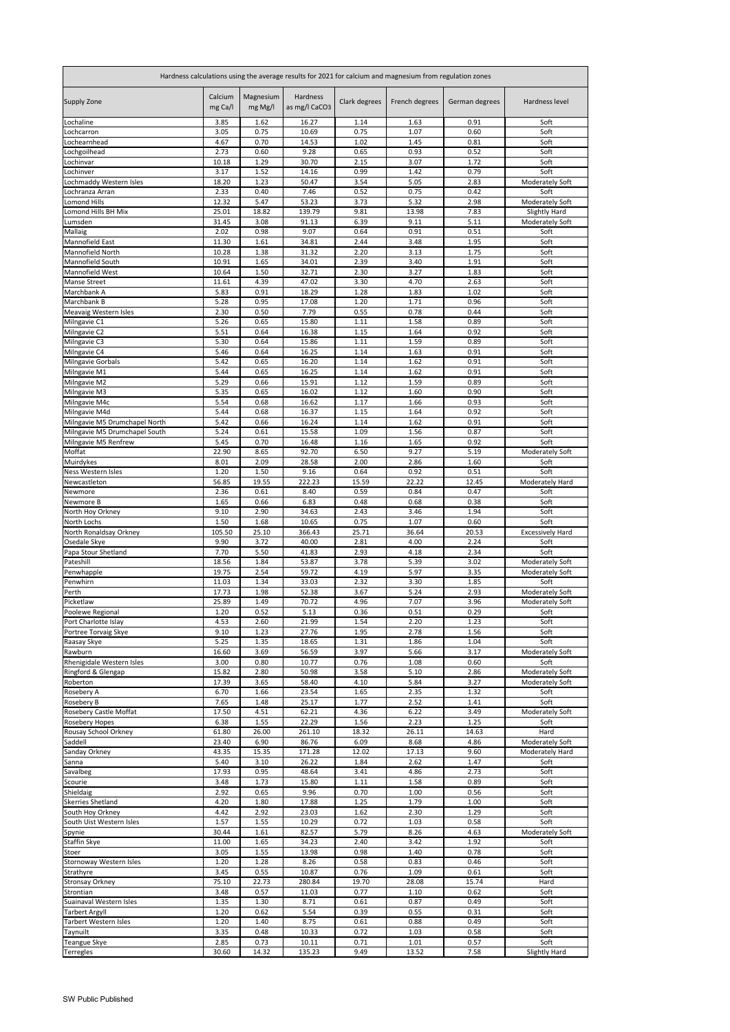| Hardness calculations using the average results for 2021 for calcium and magnesium from regulation zones | | | | | | | |
|---|---|---|---|---|---|---|---|
| Supply Zone | Calcium mg Ca/l | Magnesium mg Mg/l | Hardness as mg/l $CaCO_3$ | Clark degrees | French degrees | German degrees | Hardness level |
| Lochaline | 3.85 | 1.62 | 16.27 | 1.14 | 1.63 | 0.91 | Soft |
| Lochcarron | 3.05 | 0.75 | 10.69 | 0.75 | 1.07 | 0.60 | Soft |
| Lochearnhead | 4.67 | 0.70 | 14.53 | 1.02 | 1.45 | 0.81 | Soft |
| Lochgoilhead | 2.73 | 0.60 | 9.28 | 0.65 | 0.93 | 0.52 | Soft |
| Lochinvar | 10.18 | 1.29 | 30.70 | 2.15 | 3.07 | 1.72 | Soft |
| Lochinver | 3.17 | 1.52 | 14.16 | 0.99 | 1.42 | 0.79 | Soft |
| Lochmaddy Western Isles | 18.20 | 1.23 | 50.47 | 3.54 | 5.05 | 2.83 | Moderately Soft |
| Lochranza Arran | 2.33 | 0.40 | 7.46 | 0.52 | 0.75 | 0.42 | Soft |
| Lomond Hills | 12.32 | 5.47 | 53.23 | 3.73 | 5.32 | 2.98 | Moderately Soft |
| Lomond Hills BH Mix | 25.01 | 18.82 | 139.79 | 9.81 | 13.98 | 7.83 | Slightly Hard |
| Lumsden | 31.45 | 3.08 | 91.13 | 6.39 | 9.11 | 5.11 | Moderately Soft |
| Mallaig | 2.02 | 0.98 | 9.07 | 0.64 | 0.91 | 0.51 | Soft |
| Mannofield East | 11.30 | 1.61 | 34.81 | 2.44 | 3.48 | 1.95 | Soft |
| Mannofield North | 10.28 | 1.38 | 31.32 | 2.20 | 3.13 | 1.75 | Soft |
| Mannofield South | 10.91 | 1.65 | 34.01 | 2.39 | 3.40 | 1.91 | Soft |
| Mannofield West | 10.64 | 1.50 | 32.71 | 2.30 | 3.27 | 1.83 | Soft |
| Manse Street | 11.61 | 4.39 | 47.02 | 3.30 | 4.70 | 2.63 | Soft |
| Marchbank A | 5.83 | 0.91 | 18.29 | 1.28 | 1.83 | 1.02 | Soft |
| Marchbank B | 5.28 | 0.95 | 17.08 | 1.20 | 1.71 | 0.96 | Soft |
| Meavaig Western Isles | 2.30 | 0.50 | 7.79 | 0.55 | 0.78 | 0.44 | Soft |
| Milngavie C1 | 5.26 | 0.65 | 15.80 | 1.11 | 1.58 | 0.89 | Soft |
| Milngavie C2 | 5.51 | 0.64 | 16.38 | 1.15 | 1.64 | 0.92 | Soft |
| Milngavie C3 | 5.30 | 0.64 | 15.86 | 1.11 | 1.59 | 0.89 | Soft |
| Milngavie C4 | 5.46 | 0.64 | 16.25 | 1.14 | 1.63 | 0.91 | Soft |
| Milngavie Gorbals | 5.42 | 0.65 | 16.20 | 1.14 | 1.62 | 0.91 | Soft |
| Milngavie M1 | 5.44 | 0.65 | 16.25 | 1.14 | 1.62 | 0.91 | Soft |
| Milngavie M2 | 5.29 | 0.66 | 15.91 | 1.12 | 1.59 | 0.89 | Soft |
| Milngavie M3 | 5.35 | 0.65 | 16.02 | 1.12 | 1.60 | 0.90 | Soft |
| Milngavie M4c | 5.54 | 0.68 | 16.62 | 1.17 | 1.66 | 0.93 | Soft |
| Milngavie M4d | 5.44 | 0.68 | 16.37 | 1.15 | 1.64 | 0.92 | Soft |
| Milngavie M5 Drumchapel North | 5.42 | 0.66 | 16.24 | 1.14 | 1.62 | 0.91 | Soft |
| Milngavie M5 Drumchapel South | 5.24 | 0.61 | 15.58 | 1.09 | 1.56 | 0.87 | Soft |
| Milngavie M5 Renfrew | 5.45 | 0.70 | 16.48 | 1.16 | 1.65 | 0.92 | Soft |
| Moffat | 22.90 | 8.65 | 92.70 | 6.50 | 9.27 | 5.19 | Moderately Soft |
| Muirdykes | 8.01 | 2.09 | 28.58 | 2.00 | 2.86 | 1.60 | Soft |
| Ness Western Isles | 1.20 | 1.50 | 9.16 | 0.64 | 0.92 | 0.51 | Soft |
| Newcastleton | 56.85 | 19.55 | 222.23 | 15.59 | 22.22 | 12.45 | Moderately Hard |
| Newmore | 2.36 | 0.61 | 8.40 | 0.59 | 0.84 | 0.47 | Soft |
| Newmore B | 1.65 | 0.66 | 6.83 | 0.48 | 0.68 | 0.38 | Soft |
| North Hoy Orkney | 9.10 | 2.90 | 34.63 | 2.43 | 3.46 | 1.94 | Soft |
| North Lochs | 1.50 | 1.68 | 10.65 | 0.75 | 1.07 | 0.60 | Soft |
| North Ronaldsay Orkney | 105.50 | 25.10 | 366.43 | 25.71 | 36.64 | 20.53 | Excessively Hard |
| Osedale Skye | 9.90 | 3.72 | 40.00 | 2.81 | 4.00 | 2.24 | Soft |
| Papa Stour Shetland | 7.70 | 5.50 | 41.83 | 2.93 | 4.18 | 2.34 | Soft |
| Pateshill | 18.56 | 1.84 | 53.87 | 3.78 | 5.39 | 3.02 | Moderately Soft |
| Penwhapple | 19.75 | 2.54 | 59.72 | 4.19 | 5.97 | 3.35 | Moderately Soft |
| Penwhirn | 11.03 | 1.34 | 33.03 | 2.32 | 3.30 | 1.85 | Soft |
| Perth | 17.73 | 1.98 | 52.38 | 3.67 | 5.24 | 2.93 | Moderately Soft |
| Picketlaw | 25.89 | 1.49 | 70.72 | 4.96 | 7.07 | 3.96 | Moderately Soft |
| Poolewe Regional | 1.20 | 0.52 | 5.13 | 0.36 | 0.51 | 0.29 | Soft |
| Port Charlotte Islay | 4.53 | 2.60 | 21.99 | 1.54 | 2.20 | 1.23 | Soft |
| Portree Torvaig Skye | 9.10 | 1.23 | 27.76 | 1.95 | 2.78 | 1.56 | Soft |
| Raasay Skye | 5.25 | 1.35 | 18.65 | 1.31 | 1.86 | 1.04 | Soft |
| Rawburn | 16.60 | 3.69 | 56.59 | 3.97 | 5.66 | 3.17 | Moderately Soft |
| Rhenigidale Western Isles | 3.00 | 0.80 | 10.77 | 0.76 | 1.08 | 0.60 | Soft |
| Ringford & Glengap | 15.82 | 2.80 | 50.98 | 3.58 | 5.10 | 2.86 | Moderately Soft |
| Roberton | 17.39 | 3.65 | 58.40 | 4.10 | 5.84 | 3.27 | Moderately Soft |
| Rosebery A | 6.70 | 1.66 | 23.54 | 1.65 | 2.35 | 1.32 | Soft |
| Rosebery B | 7.65 | 1.48 | 25.17 | 1.77 | 2.52 | 1.41 | Soft |
| Rosebery Castle Moffat | 17.50 | 4.51 | 62.21 | 4.36 | 6.22 | 3.49 | Moderately Soft |
| Rosebery Hopes | 6.38 | 1.55 | 22.29 | 1.56 | 2.23 | 1.25 | Soft |
| Rousay School Orkney | 61.80 | 26.00 | 261.10 | 18.32 | 26.11 | 14.63 | Hard |
| Saddell | 23.40 | 6.90 | 86.76 | 6.09 | 8.68 | 4.86 | Moderately Soft |
| Sanday Orkney | 43.35 | 15.35 | 171.28 | 12.02 | 17.13 | 9.60 | Moderately Hard |
| Sanna | 5.40 | 3.10 | 26.22 | 1.84 | 2.62 | 1.47 | Soft |
| Savalbeg | 17.93 | 0.95 | 48.64 | 3.41 | 4.86 | 2.73 | Soft |
| Scourie | 3.48 | 1.73 | 15.80 | 1.11 | 1.58 | 0.89 | Soft |
| Shieldaig | 2.92 | 0.65 | 9.96 | 0.70 | 1.00 | 0.56 | Soft |
| Skerries Shetland | 4.20 | 1.80 | 17.88 | 1.25 | 1.79 | 1.00 | Soft |
| South Hoy Orkney | 4.42 | 2.92 | 23.03 | 1.62 | 2.30 | 1.29 | Soft |
| South Uist Western Isles | 1.57 | 1.55 | 10.29 | 0.72 | 1.03 | 0.58 | Soft |
| Spynie | 30.44 | 1.61 | 82.57 | 5.79 | 8.26 | 4.63 | Moderately Soft |
| Staffin Skye | 11.00 | 1.65 | 34.23 | 2.40 | 3.42 | 1.92 | Soft |
| Stoer | 3.05 | 1.55 | 13.98 | 0.98 | 1.40 | 0.78 | Soft |
| Stornoway Western Isles | 1.20 | 1.28 | 8.26 | 0.58 | 0.83 | 0.46 | Soft |
| Strathyre | 3.45 | 0.55 | 10.87 | 0.76 | 1.09 | 0.61 | Soft |
| Stronsay Orkney | 75.10 | 22.73 | 280.84 | 19.70 | 28.08 | 15.74 | Hard |
| Strontian | 3.48 | 0.57 | 11.03 | 0.77 | 1.10 | 0.62 | Soft |
| Suainaval Western Isles | 1.35 | 1.30 | 8.71 | 0.61 | 0.87 | 0.49 | Soft |
| Tarbert Argyll | 1.20 | 0.62 | 5.54 | 0.39 | 0.55 | 0.31 | Soft |
| Tarbert Western Isles | 1.20 | 1.40 | 8.75 | 0.61 | 0.88 | 0.49 | Soft |
| Taynuilt | 3.35 | 0.48 | 10.33 | 0.72 | 1.03 | 0.58 | Soft |
| Teangue Skye | 2.85 | 0.73 | 10.11 | 0.71 | 1.01 | 0.57 | Soft |
| Terregles | 30.60 | 14.32 | 135.23 | 9.49 | 13.52 | 7.58 | Slightly Hard |

SW Public Published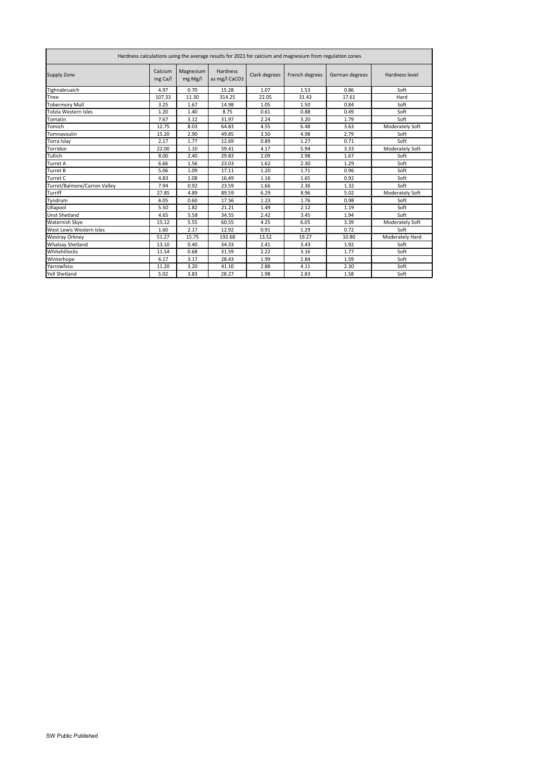| Hardness calculations using the average results for 2021 for calcium and magnesium from regulation zones | | | | | | | |
|---|---|---|---|---|---|---|---|
| Supply Zone | Calcium mg Ca/l | Magnesium mg Mg/l | Hardness as mg/l $CaCO_3$ | Clark degrees | French degrees | German degrees | Hardness level |
| Tighnabruaich | 4.97 | 0.70 | 15.28 | 1.07 | 1.53 | 0.86 | Soft |
| Tiree | 107.33 | 11.30 | 314.25 | 22.05 | 31.43 | 17.61 | Hard |
| Tobermory Mull | 3.25 | 1.67 | 14.98 | 1.05 | 1.50 | 0.84 | Soft |
| Tolsta Western Isles | 1.20 | 1.40 | 8.75 | 0.61 | 0.88 | 0.49 | Soft |
| Tomatin | 7.67 | 3.12 | 31.97 | 2.24 | 3.20 | 1.79 | Soft |
| Tomich | 12.75 | 8.03 | 64.83 | 4.55 | 6.48 | 3.63 | Moderately Soft |
| Tomnavoulin | 15.20 | 2.90 | 49.85 | 3.50 | 4.98 | 2.79 | Soft |
| Torra Islay | 2.17 | 1.77 | 12.69 | 0.89 | 1.27 | 0.71 | Soft |
| Torridon | 22.00 | 1.10 | 59.41 | 4.17 | 5.94 | 3.33 | Moderately Soft |
| Tullich | 8.00 | 2.40 | 29.83 | 2.09 | 2.98 | 1.67 | Soft |
| Turret A | 6.66 | 1.56 | 23.03 | 1.62 | 2.30 | 1.29 | Soft |
| Turret B | 5.06 | 1.09 | 17.11 | 1.20 | 1.71 | 0.96 | Soft |
| Turret C | 4.83 | 1.08 | 16.49 | 1.16 | 1.65 | 0.92 | Soft |
| Turret/Balmore/Carron Valley | 7.94 | 0.92 | 23.59 | 1.66 | 2.36 | 1.32 | Soft |
| Turriff | 27.85 | 4.89 | 89.59 | 6.29 | 8.96 | 5.02 | Moderately Soft |
| Tyndrum | 6.05 | 0.60 | 17.56 | 1.23 | 1.76 | 0.98 | Soft |
| Ullapool | 5.50 | 1.82 | 21.21 | 1.49 | 2.12 | 1.19 | Soft |
| Unst Shetland | 4.65 | 5.58 | 34.55 | 2.42 | 3.45 | 1.94 | Soft |
| Waternish Skye | 15.12 | 5.55 | 60.55 | 4.25 | 6.05 | 3.39 | Moderately Soft |
| West Lewis Western Isles | 1.60 | 2.17 | 12.92 | 0.91 | 1.29 | 0.72 | Soft |
| Westray Orkney | 51.27 | 15.75 | 192.68 | 13.52 | 19.27 | 10.80 | Moderately Hard |
| Whalsay Shetland | 13.10 | 0.40 | 34.33 | 2.41 | 3.43 | 1.92 | Soft |
| Whitehillocks | 11.54 | 0.68 | 31.59 | 2.22 | 3.16 | 1.77 | Soft |
| Winterhope | 6.17 | 3.17 | 28.43 | 1.99 | 2.84 | 1.59 | Soft |
| Yarrowfeus | 11.20 | 3.20 | 41.10 | 2.88 | 4.11 | 2.30 | Soft |
| Yell Shetland | 5.02 | 3.83 | 28.27 | 1.98 | 2.83 | 1.58 | Soft |

SW Public Published